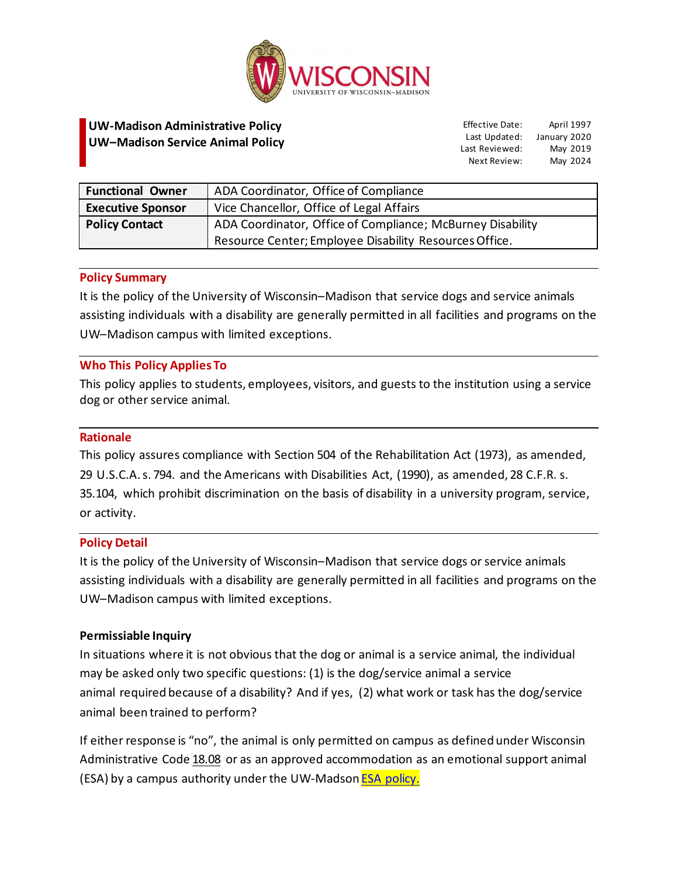**UW-Madison Administrative Policy**
**UW–Madison Service Animal Policy**

| | |
|---|---|
| Effective Date: | April 1997 |
| Last Updated: | January 2020 |
| Last Reviewed: | May 2019 |
| Next Review: | May 2024 |

| | |
|---|---|
| **Functional Owner** | ADA Coordinator, Office of Compliance |
| **Executive Sponsor** | Vice Chancellor, Office of Legal Affairs |
| **Policy Contact** | ADA Coordinator, Office of Compliance; McBurney Disability Resource Center; Employee Disability Resources Office. |

## Policy Summary

It is the policy of the University of Wisconsin–Madison that service dogs and service animals assisting individuals with a disability are generally permitted in all facilities and programs on the UW–Madison campus with limited exceptions.

## Who This Policy Applies To

This policy applies to students, employees, visitors, and guests to the institution using a service dog or other service animal.

## Rationale

This policy assures compliance with Section 504 of the Rehabilitation Act (1973), as amended, 29 U.S.C.A. s. 794. and the Americans with Disabilities Act, (1990), as amended, 28 C.F.R. s. 35.104, which prohibit discrimination on the basis of disability in a university program, service, or activity.

## Policy Detail

It is the policy of the University of Wisconsin–Madison that service dogs or service animals assisting individuals with a disability are generally permitted in all facilities and programs on the UW–Madison campus with limited exceptions.

### Permissiable Inquiry

In situations where it is not obvious that the dog or animal is a service animal, the individual may be asked only two specific questions: (1) is the dog/service animal a service animal required because of a disability? And if yes, (2) what work or task has the dog/service animal been trained to perform?

If either response is "no", the animal is only permitted on campus as defined under Wisconsin Administrative Code 18.08 or as an approved accommodation as an emotional support animal (ESA) by a campus authority under the UW-Madson ESA policy.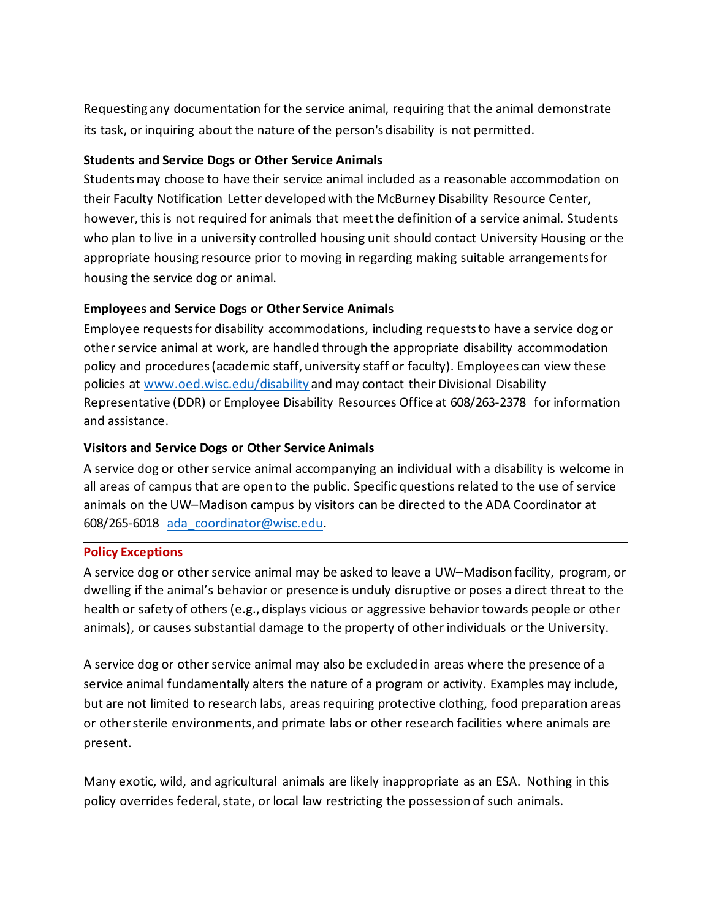Requesting any documentation for the service animal, requiring that the animal demonstrate its task, or inquiring about the nature of the person's disability is not permitted.

**Students and Service Dogs or Other Service Animals**

Students may choose to have their service animal included as a reasonable accommodation on their Faculty Notification Letter developed with the McBurney Disability Resource Center, however, this is not required for animals that meet the definition of a service animal. Students who plan to live in a university controlled housing unit should contact University Housing or the appropriate housing resource prior to moving in regarding making suitable arrangements for housing the service dog or animal.

**Employees and Service Dogs or Other Service Animals**

Employee requests for disability accommodations, including requests to have a service dog or other service animal at work, are handled through the appropriate disability accommodation policy and procedures (academic staff, university staff or faculty). Employees can view these policies at [www.oed.wisc.edu/disability](www.oed.wisc.edu/disability) and may contact their Divisional Disability Representative (DDR) or Employee Disability Resources Office at 608/263-2378 for information and assistance.

**Visitors and Service Dogs or Other Service Animals**

A service dog or other service animal accompanying an individual with a disability is welcome in all areas of campus that are open to the public. Specific questions related to the use of service animals on the UW–Madison campus by visitors can be directed to the ADA Coordinator at 608/265-6018 [ada_coordinator@wisc.edu](mailto:ada_coordinator@wisc.edu).

## Policy Exceptions

A service dog or other service animal may be asked to leave a UW–Madison facility, program, or dwelling if the animal's behavior or presence is unduly disruptive or poses a direct threat to the health or safety of others (e.g., displays vicious or aggressive behavior towards people or other animals), or causes substantial damage to the property of other individuals or the University.

A service dog or other service animal may also be excluded in areas where the presence of a service animal fundamentally alters the nature of a program or activity. Examples may include, but are not limited to research labs, areas requiring protective clothing, food preparation areas or other sterile environments, and primate labs or other research facilities where animals are present.

Many exotic, wild, and agricultural animals are likely inappropriate as an ESA. Nothing in this policy overrides federal, state, or local law restricting the possession of such animals.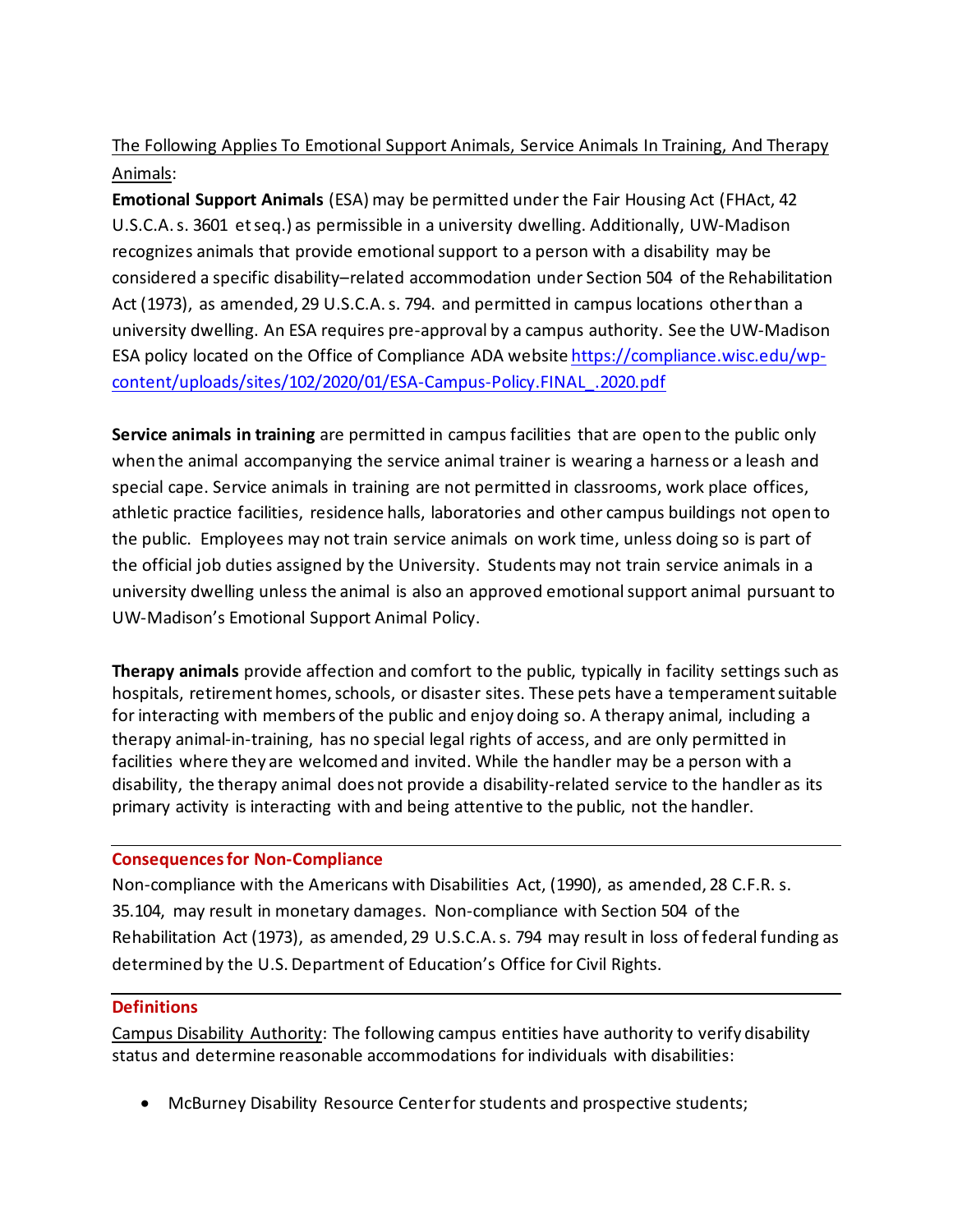<u>The Following Applies To Emotional Support Animals, Service Animals In Training, And Therapy Animals</u>:

**Emotional Support Animals** (ESA) may be permitted under the Fair Housing Act (FHAct, 42 U.S.C.A. s. 3601 et seq.) as permissible in a university dwelling. Additionally, UW-Madison recognizes animals that provide emotional support to a person with a disability may be considered a specific disability–related accommodation under Section 504 of the Rehabilitation Act (1973), as amended, 29 U.S.C.A. s. 794. and permitted in campus locations other than a university dwelling. An ESA requires pre-approval by a campus authority. See the UW-Madison ESA policy located on the Office of Compliance ADA website https://compliance.wisc.edu/wp-content/uploads/sites/102/2020/01/ESA-Campus-Policy.FINAL_.2020.pdf

**Service animals in training** are permitted in campus facilities that are open to the public only when the animal accompanying the service animal trainer is wearing a harness or a leash and special cape. Service animals in training are not permitted in classrooms, work place offices, athletic practice facilities, residence halls, laboratories and other campus buildings not open to the public. Employees may not train service animals on work time, unless doing so is part of the official job duties assigned by the University. Students may not train service animals in a university dwelling unless the animal is also an approved emotional support animal pursuant to UW-Madison's Emotional Support Animal Policy.

**Therapy animals** provide affection and comfort to the public, typically in facility settings such as hospitals, retirement homes, schools, or disaster sites. These pets have a temperament suitable for interacting with members of the public and enjoy doing so. A therapy animal, including a therapy animal-in-training, has no special legal rights of access, and are only permitted in facilities where they are welcomed and invited. While the handler may be a person with a disability, the therapy animal does not provide a disability-related service to the handler as its primary activity is interacting with and being attentive to the public, not the handler.

## Consequences for Non-Compliance

Non-compliance with the Americans with Disabilities Act, (1990), as amended, 28 C.F.R. s. 35.104, may result in monetary damages. Non-compliance with Section 504 of the Rehabilitation Act (1973), as amended, 29 U.S.C.A. s. 794 may result in loss of federal funding as determined by the U.S. Department of Education's Office for Civil Rights.

## Definitions

<u>Campus Disability Authority</u>: The following campus entities have authority to verify disability status and determine reasonable accommodations for individuals with disabilities:

- McBurney Disability Resource Center for students and prospective students;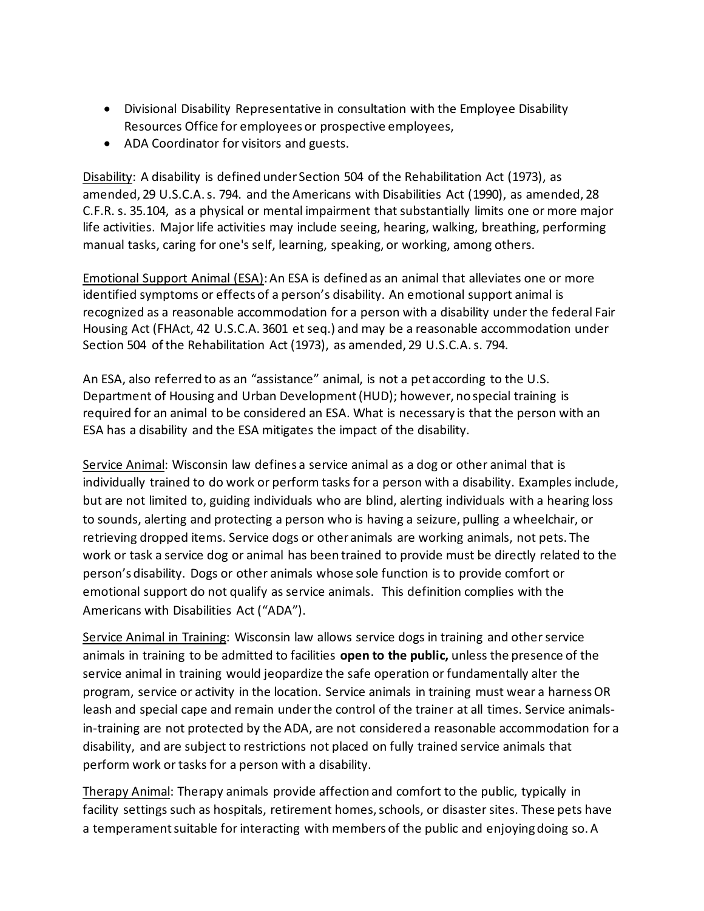- Divisional Disability Representative in consultation with the Employee Disability Resources Office for employees or prospective employees,
- ADA Coordinator for visitors and guests.

<u>Disability</u>: A disability is defined under Section 504 of the Rehabilitation Act (1973), as amended, 29 U.S.C.A. s. 794. and the Americans with Disabilities Act (1990), as amended, 28 C.F.R. s. 35.104, as a physical or mental impairment that substantially limits one or more major life activities. Major life activities may include seeing, hearing, walking, breathing, performing manual tasks, caring for one's self, learning, speaking, or working, among others.

<u>Emotional Support Animal (ESA)</u>: An ESA is defined as an animal that alleviates one or more identified symptoms or effects of a person's disability. An emotional support animal is recognized as a reasonable accommodation for a person with a disability under the federal Fair Housing Act (FHAct, 42 U.S.C.A. 3601 et seq.) and may be a reasonable accommodation under Section 504 of the Rehabilitation Act (1973), as amended, 29 U.S.C.A. s. 794.

An ESA, also referred to as an "assistance" animal, is not a pet according to the U.S. Department of Housing and Urban Development (HUD); however, no special training is required for an animal to be considered an ESA. What is necessary is that the person with an ESA has a disability and the ESA mitigates the impact of the disability.

<u>Service Animal</u>: Wisconsin law defines a service animal as a dog or other animal that is individually trained to do work or perform tasks for a person with a disability. Examples include, but are not limited to, guiding individuals who are blind, alerting individuals with a hearing loss to sounds, alerting and protecting a person who is having a seizure, pulling a wheelchair, or retrieving dropped items. Service dogs or other animals are working animals, not pets. The work or task a service dog or animal has been trained to provide must be directly related to the person's disability. Dogs or other animals whose sole function is to provide comfort or emotional support do not qualify as service animals. This definition complies with the Americans with Disabilities Act ("ADA").

<u>Service Animal in Training</u>: Wisconsin law allows service dogs in training and other service animals in training to be admitted to facilities **open to the public,** unless the presence of the service animal in training would jeopardize the safe operation or fundamentally alter the program, service or activity in the location. Service animals in training must wear a harness OR leash and special cape and remain under the control of the trainer at all times. Service animals-in-training are not protected by the ADA, are not considered a reasonable accommodation for a disability, and are subject to restrictions not placed on fully trained service animals that perform work or tasks for a person with a disability.

<u>Therapy Animal</u>: Therapy animals provide affection and comfort to the public, typically in facility settings such as hospitals, retirement homes, schools, or disaster sites. These pets have a temperament suitable for interacting with members of the public and enjoying doing so. A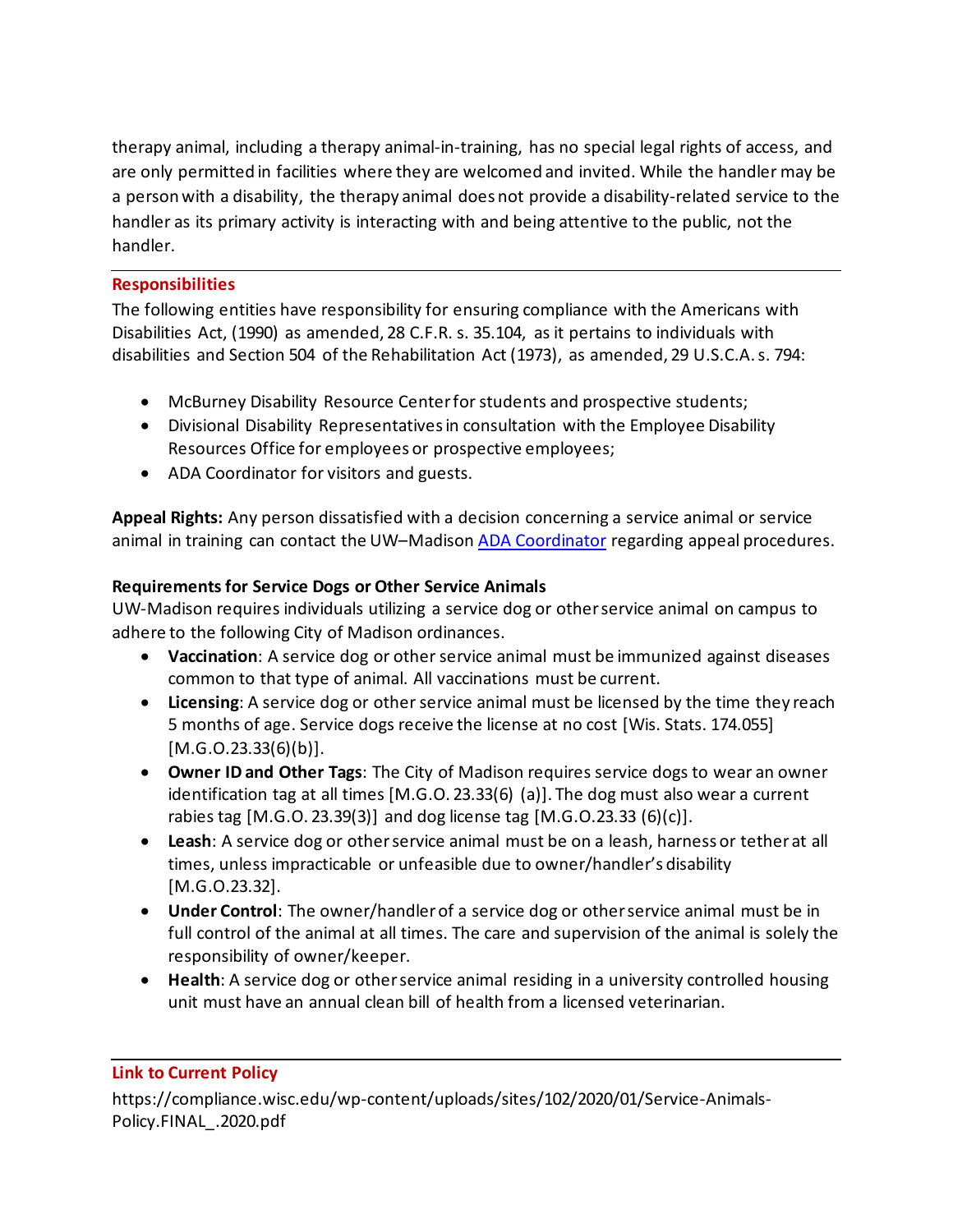therapy animal, including a therapy animal-in-training, has no special legal rights of access, and are only permitted in facilities where they are welcomed and invited. While the handler may be a person with a disability, the therapy animal does not provide a disability-related service to the handler as its primary activity is interacting with and being attentive to the public, not the handler.

---

## Responsibilities

The following entities have responsibility for ensuring compliance with the Americans with Disabilities Act, (1990) as amended, 28 C.F.R. s. 35.104, as it pertains to individuals with disabilities and Section 504 of the Rehabilitation Act (1973), as amended, 29 U.S.C.A. s. 794:

- McBurney Disability Resource Center for students and prospective students;
- Divisional Disability Representatives in consultation with the Employee Disability Resources Office for employees or prospective employees;
- ADA Coordinator for visitors and guests.

**Appeal Rights:** Any person dissatisfied with a decision concerning a service animal or service animal in training can contact the UW–Madison ADA Coordinator regarding appeal procedures.

### Requirements for Service Dogs or Other Service Animals

UW-Madison requires individuals utilizing a service dog or other service animal on campus to adhere to the following City of Madison ordinances.

- **Vaccination**: A service dog or other service animal must be immunized against diseases common to that type of animal. All vaccinations must be current.
- **Licensing**: A service dog or other service animal must be licensed by the time they reach 5 months of age. Service dogs receive the license at no cost [Wis. Stats. 174.055] [M.G.O.23.33(6)(b)].
- **Owner ID and Other Tags**: The City of Madison requires service dogs to wear an owner identification tag at all times [M.G.O. 23.33(6) (a)]. The dog must also wear a current rabies tag [M.G.O. 23.39(3)] and dog license tag [M.G.O.23.33 (6)(c)].
- **Leash**: A service dog or other service animal must be on a leash, harness or tether at all times, unless impracticable or unfeasible due to owner/handler's disability [M.G.O.23.32].
- **Under Control**: The owner/handler of a service dog or other service animal must be in full control of the animal at all times. The care and supervision of the animal is solely the responsibility of owner/keeper.
- **Health**: A service dog or other service animal residing in a university controlled housing unit must have an annual clean bill of health from a licensed veterinarian.

---

## Link to Current Policy

https://compliance.wisc.edu/wp-content/uploads/sites/102/2020/01/Service-Animals-Policy.FINAL_.2020.pdf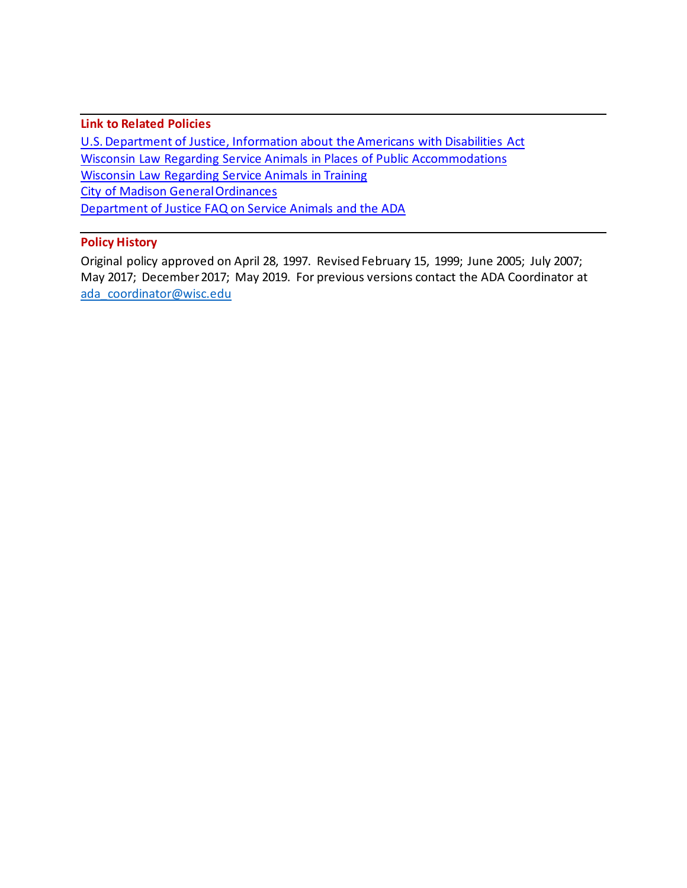## Link to Related Policies

[U.S. Department of Justice, Information about the Americans with Disabilities Act]
[Wisconsin Law Regarding Service Animals in Places of Public Accommodations]
[Wisconsin Law Regarding Service Animals in Training]
[City of Madison General Ordinances]
[Department of Justice FAQ on Service Animals and the ADA]

## Policy History

Original policy approved on April 28, 1997. Revised February 15, 1999; June 2005; July 2007; May 2017; December 2017; May 2019. For previous versions contact the ADA Coordinator at ada_coordinator@wisc.edu